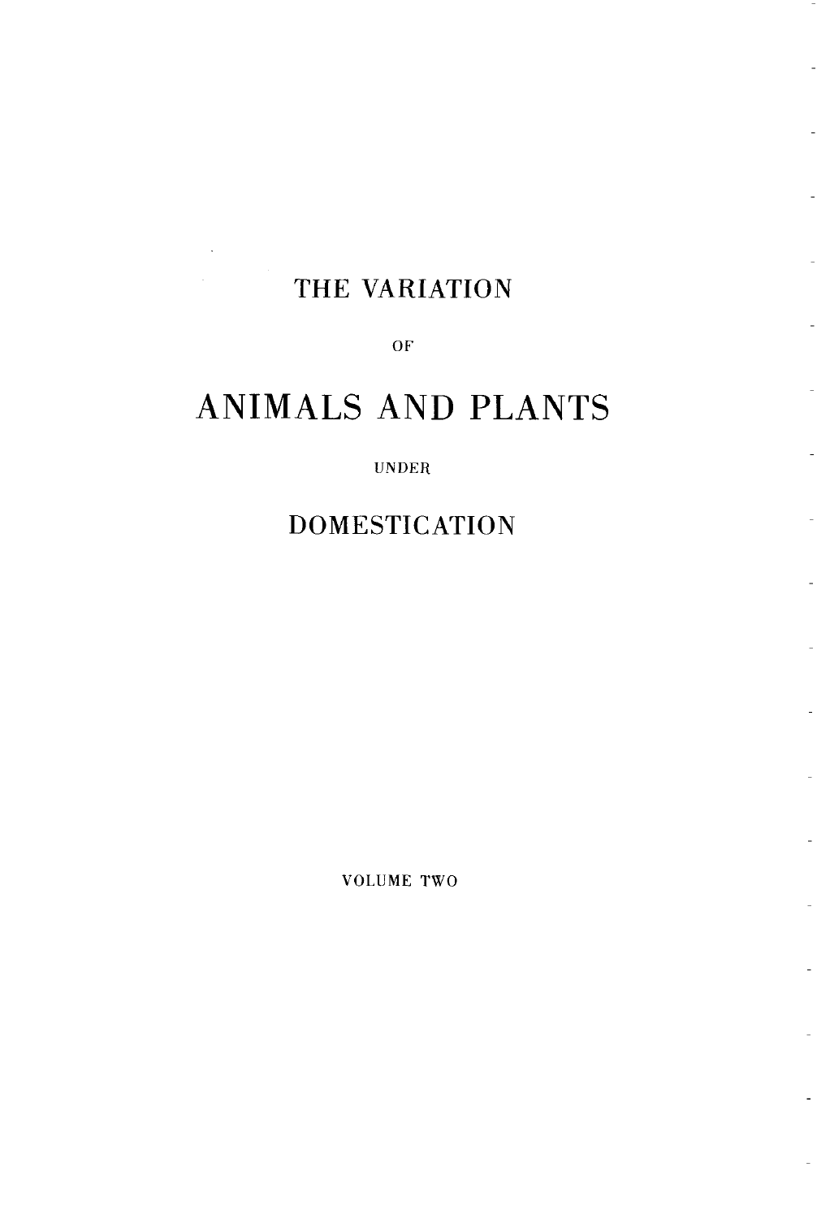# THE VARIATION

OF

# ANIMALS AND PLANTS

UNDER

# DOMESTICATION

VOLUME TWO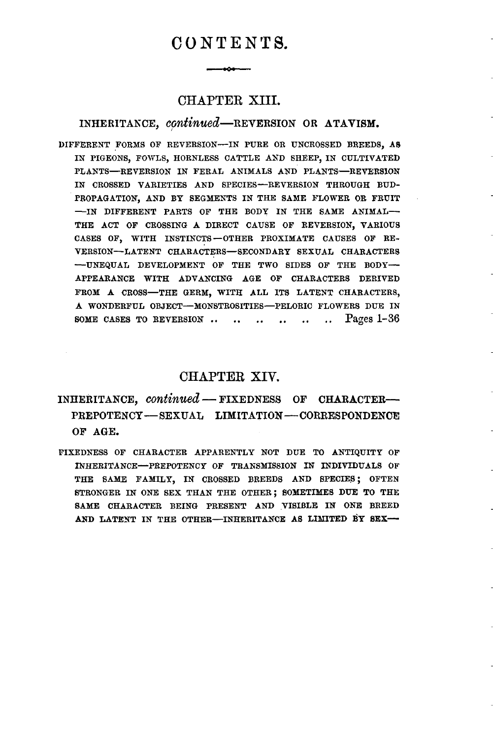# CONTENTS.

## CHAPTER XIII.

### INHERITANCE, *continued*—REVERSION OR ATAVISM.

DIFFERENT FORMS OF REVERSION—IN PURE OR UNCROSSED BREEDS, AS IN PIGEONS, FOWLS, HORNLESS CATTLE AND SHEEP, IN CULTIVATED PLANTS—REVERSION IN FERAL ANIMALS AND PLANTS—REVERSION IN CROSSED VARIETIES AND SPECIES—REVERSION THROUGH BUD-PROPAGATION, AND BY SEGMENTS IN THE SAME FLOWER OR FRUIT —IN DIFFERENT PARTS OF THE BODY IN THE SAME ANIMAL—THE ACT OF CROSSING A DIRECT CAUSE OF REVERSION, VARIOUS CASES OF, WITH INSTINCTS—OTHER PROXIMATE CAUSES OF REVERSION—LATENT CHARACTERS—SECONDARY SEXUAL CHARACTERS—UNEQUAL DEVELOPMENT OF THE TWO SIDES OF THE BODY—APPEARANCE WITH ADVANCING AGE OF CHARACTERS DERIVED FROM A CROSS—THE GERM, WITH ALL ITS LATENT CHARACTERS, A WONDERFUL OBJECT—MONSTROSITIES—PELORIC FLOWERS DUE IN SOME CASES TO REVERSION .. .. .. .. .. .. Pages 1-36

## CHAPTER XIV.

### INHERITANCE, *continued* — FIXEDNESS OF CHARACTER—PREPOTENCY—SEXUAL LIMITATION—CORRESPONDENCE OF AGE.

FIXEDNESS OF CHARACTER APPARENTLY NOT DUE TO ANTIQUITY OF INHERITANCE—PREPOTENCY OF TRANSMISSION IN INDIVIDUALS OF THE SAME FAMILY, IN CROSSED BREEDS AND SPECIES; OFTEN STRONGER IN ONE SEX THAN THE OTHER; SOMETIMES DUE TO THE SAME CHARACTER BEING PRESENT AND VISIBLE IN ONE BREED AND LATENT IN THE OTHER—INHERITANCE AS LIMITED BY SEX—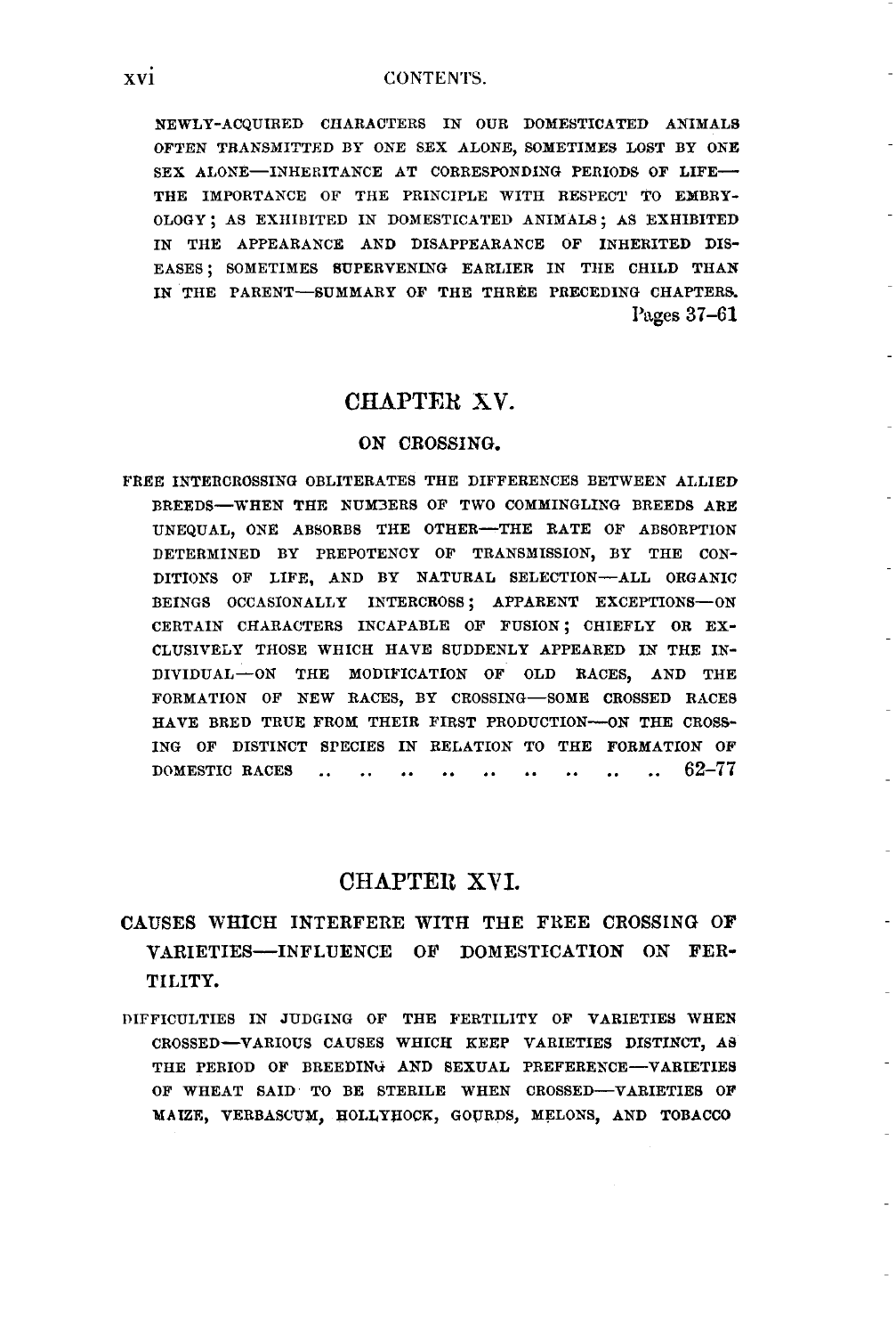NEWLY-ACQUIRED CHARACTERS IN OUR DOMESTICATED ANIMALS OFTEN TRANSMITTED BY ONE SEX ALONE, SOMETIMES LOST BY ONE SEX ALONE—INHERITANCE AT CORRESPONDING PERIODS OF LIFE—THE IMPORTANCE OF THE PRINCIPLE WITH RESPECT TO EMBRYOLOGY; AS EXHIBITED IN DOMESTICATED ANIMALS; AS EXHIBITED IN THE APPEARANCE AND DISAPPEARANCE OF INHERITED DISEASES; SOMETIMES SUPERVENING EARLIER IN THE CHILD THAN IN THE PARENT—SUMMARY OF THE THREE PRECEDING CHAPTERS. Pages 37–61

## CHAPTER XV.

### ON CROSSING.

FREE INTERCROSSING OBLITERATES THE DIFFERENCES BETWEEN ALLIED BREEDS—WHEN THE NUMBERS OF TWO COMMINGLING BREEDS ARE UNEQUAL, ONE ABSORBS THE OTHER—THE RATE OF ABSORPTION DETERMINED BY PREPOTENCY OF TRANSMISSION, BY THE CONDITIONS OF LIFE, AND BY NATURAL SELECTION—ALL ORGANIC BEINGS OCCASIONALLY INTERCROSS; APPARENT EXCEPTIONS—ON CERTAIN CHARACTERS INCAPABLE OF FUSION; CHIEFLY OR EXCLUSIVELY THOSE WHICH HAVE SUDDENLY APPEARED IN THE INDIVIDUAL—ON THE MODIFICATION OF OLD RACES, AND THE FORMATION OF NEW RACES, BY CROSSING—SOME CROSSED RACES HAVE BRED TRUE FROM THEIR FIRST PRODUCTION—ON THE CROSSING OF DISTINCT SPECIES IN RELATION TO THE FORMATION OF DOMESTIC RACES .. .. .. .. .. .. .. .. .. 62–77

## CHAPTER XVI.

### CAUSES WHICH INTERFERE WITH THE FREE CROSSING OF VARIETIES—INFLUENCE OF DOMESTICATION ON FERTILITY.

DIFFICULTIES IN JUDGING OF THE FERTILITY OF VARIETIES WHEN CROSSED—VARIOUS CAUSES WHICH KEEP VARIETIES DISTINCT, AS THE PERIOD OF BREEDING AND SEXUAL PREFERENCE—VARIETIES OF WHEAT SAID TO BE STERILE WHEN CROSSED—VARIETIES OF MAIZE, VERBASCUM, HOLLYHOCK, GOURDS, MELONS, AND TOBACCO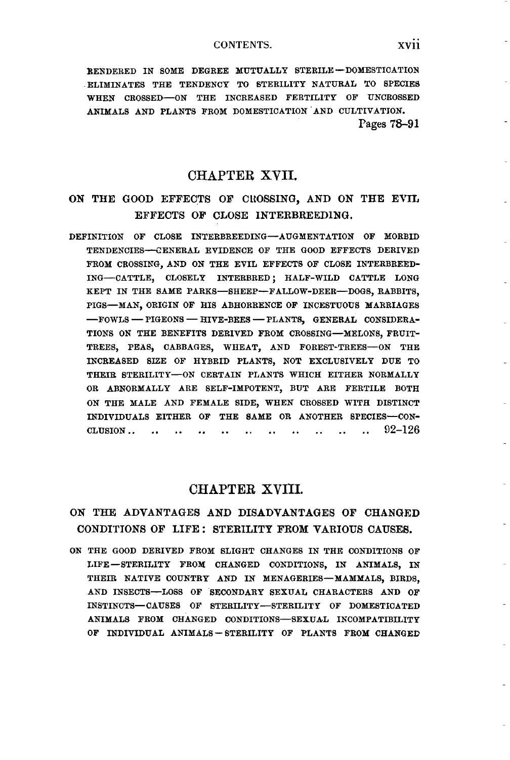RENDERED IN SOME DEGREE MUTUALLY STERILE—DOMESTICATION ELIMINATES THE TENDENCY TO STERILITY NATURAL TO SPECIES WHEN CROSSED—ON THE INCREASED FERTILITY OF UNCROSSED ANIMALS AND PLANTS FROM DOMESTICATION AND CULTIVATION.
Pages 78–91

## CHAPTER XVII.

### ON THE GOOD EFFECTS OF CROSSING, AND ON THE EVIL EFFECTS OF CLOSE INTERBREEDING.

DEFINITION OF CLOSE INTERBREEDING—AUGMENTATION OF MORBID TENDENCIES—GENERAL EVIDENCE OF THE GOOD EFFECTS DERIVED FROM CROSSING, AND ON THE EVIL EFFECTS OF CLOSE INTERBREEDING—CATTLE, CLOSELY INTERBRED; HALF-WILD CATTLE LONG KEPT IN THE SAME PARKS—SHEEP—FALLOW-DEER—DOGS, RABBITS, PIGS—MAN, ORIGIN OF HIS ABHORRENCE OF INCESTUOUS MARRIAGES —FOWLS — PIGEONS — HIVE-BEES — PLANTS, GENERAL CONSIDERATIONS ON THE BENEFITS DERIVED FROM CROSSING—MELONS, FRUIT-TREES, PEAS, CABBAGES, WHEAT, AND FOREST-TREES—ON THE INCREASED SIZE OF HYBRID PLANTS, NOT EXCLUSIVELY DUE TO THEIR STERILITY—ON CERTAIN PLANTS WHICH EITHER NORMALLY OR ABNORMALLY ARE SELF-IMPOTENT, BUT ARE FERTILE BOTH ON THE MALE AND FEMALE SIDE, WHEN CROSSED WITH DISTINCT INDIVIDUALS EITHER OF THE SAME OR ANOTHER SPECIES—CONCLUSION .. .. .. .. .. .. .. .. .. .. .. 92–126

## CHAPTER XVIII.

### ON THE ADVANTAGES AND DISADVANTAGES OF CHANGED CONDITIONS OF LIFE: STERILITY FROM VARIOUS CAUSES.

ON THE GOOD DERIVED FROM SLIGHT CHANGES IN THE CONDITIONS OF LIFE—STERILITY FROM CHANGED CONDITIONS, IN ANIMALS, IN THEIR NATIVE COUNTRY AND IN MENAGERIES—MAMMALS, BIRDS, AND INSECTS—LOSS OF SECONDARY SEXUAL CHARACTERS AND OF INSTINCTS—CAUSES OF STERILITY—STERILITY OF DOMESTICATED ANIMALS FROM CHANGED CONDITIONS—SEXUAL INCOMPATIBILITY OF INDIVIDUAL ANIMALS—STERILITY OF PLANTS FROM CHANGED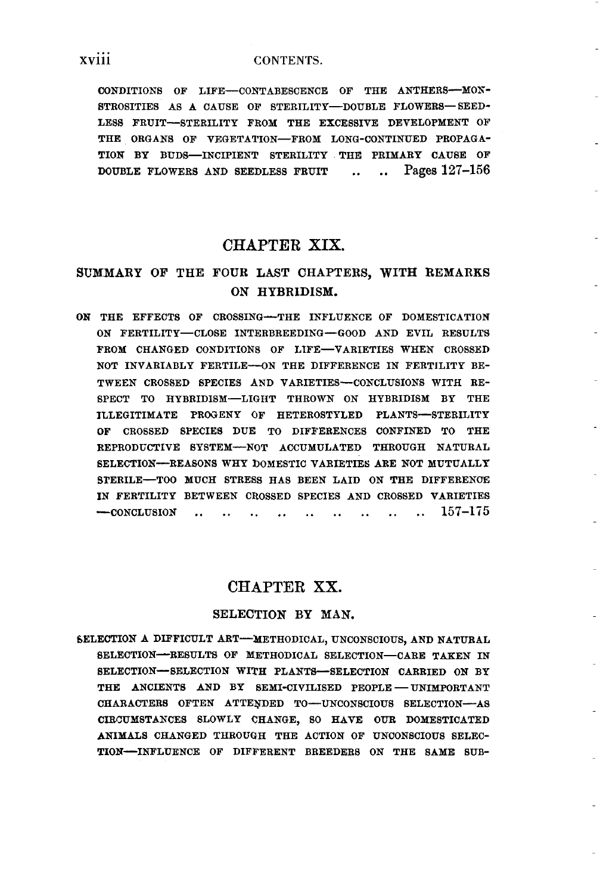CONDITIONS OF LIFE—CONTABESCENCE OF THE ANTHERS—MONSTROSITIES AS A CAUSE OF STERILITY—DOUBLE FLOWERS—SEEDLESS FRUIT—STERILITY FROM THE EXCESSIVE DEVELOPMENT OF THE ORGANS OF VEGETATION—FROM LONG-CONTINUED PROPAGATION BY BUDS—INCIPIENT STERILITY THE PRIMARY CAUSE OF DOUBLE FLOWERS AND SEEDLESS FRUIT .. .. Pages 127–156

## CHAPTER XIX.

### SUMMARY OF THE FOUR LAST CHAPTERS, WITH REMARKS ON HYBRIDISM.

ON THE EFFECTS OF CROSSING—THE INFLUENCE OF DOMESTICATION ON FERTILITY—CLOSE INTERBREEDING—GOOD AND EVIL RESULTS FROM CHANGED CONDITIONS OF LIFE—VARIETIES WHEN CROSSED NOT INVARIABLY FERTILE—ON THE DIFFERENCE IN FERTILITY BETWEEN CROSSED SPECIES AND VARIETIES—CONCLUSIONS WITH RESPECT TO HYBRIDISM—LIGHT THROWN ON HYBRIDISM BY THE ILLEGITIMATE PROGENY OF HETEROSTYLED PLANTS—STERILITY OF CROSSED SPECIES DUE TO DIFFERENCES CONFINED TO THE REPRODUCTIVE SYSTEM—NOT ACCUMULATED THROUGH NATURAL SELECTION—REASONS WHY DOMESTIC VARIETIES ARE NOT MUTUALLY STERILE—TOO MUCH STRESS HAS BEEN LAID ON THE DIFFERENCE IN FERTILITY BETWEEN CROSSED SPECIES AND CROSSED VARIETIES—CONCLUSION .. .. .. .. .. .. .. .. .. 157–175

## CHAPTER XX.

### SELECTION BY MAN.

SELECTION A DIFFICULT ART—METHODICAL, UNCONSCIOUS, AND NATURAL SELECTION—RESULTS OF METHODICAL SELECTION—CARE TAKEN IN SELECTION—SELECTION WITH PLANTS—SELECTION CARRIED ON BY THE ANCIENTS AND BY SEMI-CIVILISED PEOPLE—UNIMPORTANT CHARACTERS OFTEN ATTENDED TO—UNCONSCIOUS SELECTION—AS CIRCUMSTANCES SLOWLY CHANGE, SO HAVE OUR DOMESTICATED ANIMALS CHANGED THROUGH THE ACTION OF UNCONSCIOUS SELECTION—INFLUENCE OF DIFFERENT BREEDERS ON THE SAME SUB-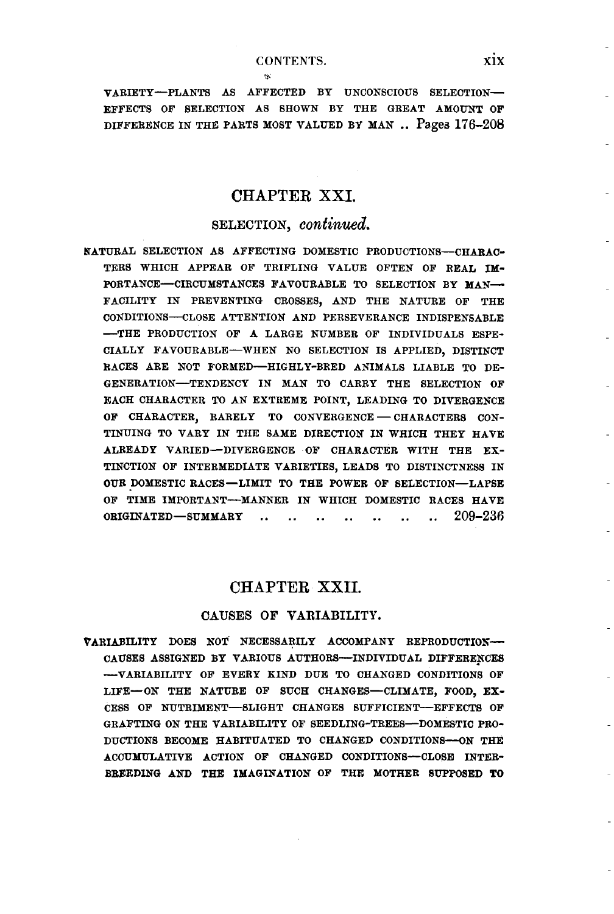VARIETY—PLANTS AS AFFECTED BY UNCONSCIOUS SELECTION—EFFECTS OF SELECTION AS SHOWN BY THE GREAT AMOUNT OF DIFFERENCE IN THE PARTS MOST VALUED BY MAN .. Pages 176–208

## CHAPTER XXI.

### SELECTION, *continued.*

NATURAL SELECTION AS AFFECTING DOMESTIC PRODUCTIONS—CHARACTERS WHICH APPEAR OF TRIFLING VALUE OFTEN OF REAL IMPORTANCE—CIRCUMSTANCES FAVOURABLE TO SELECTION BY MAN—FACILITY IN PREVENTING CROSSES, AND THE NATURE OF THE CONDITIONS—CLOSE ATTENTION AND PERSEVERANCE INDISPENSABLE—THE PRODUCTION OF A LARGE NUMBER OF INDIVIDUALS ESPECIALLY FAVOURABLE—WHEN NO SELECTION IS APPLIED, DISTINCT RACES ARE NOT FORMED—HIGHLY-BRED ANIMALS LIABLE TO DEGENERATION—TENDENCY IN MAN TO CARRY THE SELECTION OF EACH CHARACTER TO AN EXTREME POINT, LEADING TO DIVERGENCE OF CHARACTER, RARELY TO CONVERGENCE—CHARACTERS CONTINUING TO VARY IN THE SAME DIRECTION IN WHICH THEY HAVE ALREADY VARIED—DIVERGENCE OF CHARACTER WITH THE EXTINCTION OF INTERMEDIATE VARIETIES, LEADS TO DISTINCTNESS IN OUR DOMESTIC RACES—LIMIT TO THE POWER OF SELECTION—LAPSE OF TIME IMPORTANT—MANNER IN WHICH DOMESTIC RACES HAVE ORIGINATED—SUMMARY .. .. .. .. .. .. .. 209–236

## CHAPTER XXII.

### CAUSES OF VARIABILITY.

VARIABILITY DOES NOT NECESSARILY ACCOMPANY REPRODUCTION—CAUSES ASSIGNED BY VARIOUS AUTHORS—INDIVIDUAL DIFFERENCES—VARIABILITY OF EVERY KIND DUE TO CHANGED CONDITIONS OF LIFE—ON THE NATURE OF SUCH CHANGES—CLIMATE, FOOD, EXCESS OF NUTRIMENT—SLIGHT CHANGES SUFFICIENT—EFFECTS OF GRAFTING ON THE VARIABILITY OF SEEDLING-TREES—DOMESTIC PRODUCTIONS BECOME HABITUATED TO CHANGED CONDITIONS—ON THE ACCUMULATIVE ACTION OF CHANGED CONDITIONS—CLOSE INTERBREEDING AND THE IMAGINATION OF THE MOTHER SUPPOSED TO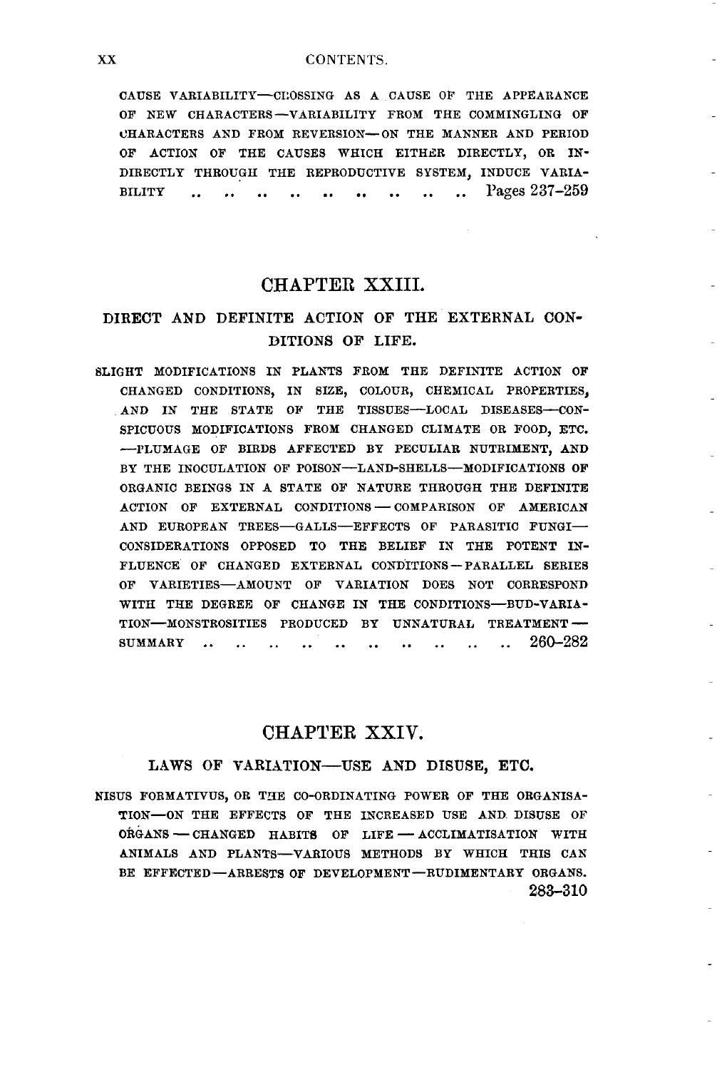CAUSE VARIABILITY—CROSSING AS A CAUSE OF THE APPEARANCE OF NEW CHARACTERS—VARIABILITY FROM THE COMMINGLING OF CHARACTERS AND FROM REVERSION—ON THE MANNER AND PERIOD OF ACTION OF THE CAUSES WHICH EITHER DIRECTLY, OR INDIRECTLY THROUGH THE REPRODUCTIVE SYSTEM, INDUCE VARIABILITY .. .. .. .. .. .. .. .. .. Pages 237–259

## CHAPTER XXIII.

### DIRECT AND DEFINITE ACTION OF THE EXTERNAL CONDITIONS OF LIFE.

SLIGHT MODIFICATIONS IN PLANTS FROM THE DEFINITE ACTION OF CHANGED CONDITIONS, IN SIZE, COLOUR, CHEMICAL PROPERTIES, AND IN THE STATE OF THE TISSUES—LOCAL DISEASES—CONSPICUOUS MODIFICATIONS FROM CHANGED CLIMATE OR FOOD, ETC. —PLUMAGE OF BIRDS AFFECTED BY PECULIAR NUTRIMENT, AND BY THE INOCULATION OF POISON—LAND-SHELLS—MODIFICATIONS OF ORGANIC BEINGS IN A STATE OF NATURE THROUGH THE DEFINITE ACTION OF EXTERNAL CONDITIONS — COMPARISON OF AMERICAN AND EUROPEAN TREES—GALLS—EFFECTS OF PARASITIC FUNGI—CONSIDERATIONS OPPOSED TO THE BELIEF IN THE POTENT INFLUENCE OF CHANGED EXTERNAL CONDITIONS—PARALLEL SERIES OF VARIETIES—AMOUNT OF VARIATION DOES NOT CORRESPOND WITH THE DEGREE OF CHANGE IN THE CONDITIONS—BUD-VARIATION—MONSTROSITIES PRODUCED BY UNNATURAL TREATMENT—SUMMARY .. .. .. .. .. .. .. .. .. .. 260–282

## CHAPTER XXIV.

### LAWS OF VARIATION—USE AND DISUSE, ETC.

NISUS FORMATIVUS, OR THE CO-ORDINATING POWER OF THE ORGANISATION—ON THE EFFECTS OF THE INCREASED USE AND DISUSE OF ORGANS — CHANGED HABITS OF LIFE — ACCLIMATISATION WITH ANIMALS AND PLANTS—VARIOUS METHODS BY WHICH THIS CAN BE EFFECTED—ARRESTS OF DEVELOPMENT—RUDIMENTARY ORGANS. 283–310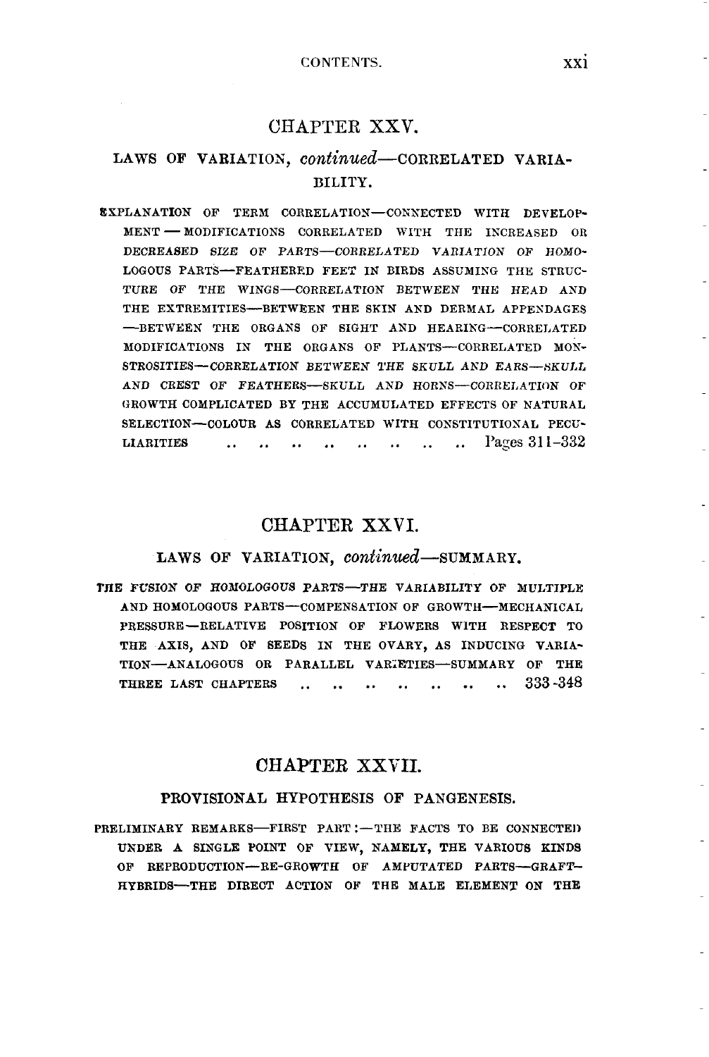## CHAPTER XXV.

### LAWS OF VARIATION, *continued*—CORRELATED VARIABILITY.

EXPLANATION OF TERM CORRELATION—CONNECTED WITH DEVELOPMENT—MODIFICATIONS CORRELATED WITH THE INCREASED OR DECREASED *SIZE OF PARTS*—*CORRELATED VARIATION OF HOMOLOGOUS PARTS*—FEATHERED FEET IN BIRDS ASSUMING THE STRUCTURE OF THE WINGS—CORRELATION BETWEEN THE *HEAD* AND THE EXTREMITIES—BETWEEN THE SKIN AND DERMAL APPENDAGES—BETWEEN THE ORGANS OF SIGHT AND HEARING—CORRELATED MODIFICATIONS IN THE ORGANS OF PLANTS—CORRELATED MONSTROSITIES—CORRELATION *BETWEEN THE SKULL AND EARS*—*SKULL AND CREST OF FEATHERS*—SKULL AND HORNS—CORRELATION OF GROWTH COMPLICATED BY THE ACCUMULATED EFFECTS OF NATURAL SELECTION—COLOUR AS CORRELATED WITH CONSTITUTIONAL PECULIARITIES .. .. .. .. .. .. .. .. Pages 311–332

## CHAPTER XXVI.

### LAWS OF VARIATION, *continued*—SUMMARY.

THE *FUSION OF HOMOLOGOUS* PARTS—THE VARIABILITY OF MULTIPLE AND HOMOLOGOUS PARTS—COMPENSATION OF GROWTH—MECHANICAL PRESSURE—RELATIVE POSITION OF FLOWERS WITH RESPECT TO THE AXIS, AND OF SEEDS IN THE OVARY, AS INDUCING VARIATION—ANALOGOUS OR PARALLEL VARIETIES—SUMMARY OF THE THREE LAST CHAPTERS .. .. .. .. .. .. .. 333–348

## CHAPTER XXVII.

### PROVISIONAL HYPOTHESIS OF PANGENESIS.

PRELIMINARY REMARKS—FIRST PART:—THE FACTS TO BE CONNECTED UNDER A SINGLE POINT OF VIEW, NAMELY, THE VARIOUS KINDS OF REPRODUCTION—RE-GROWTH OF AMPUTATED PARTS—GRAFT-HYBRIDS—THE DIRECT ACTION OF THE MALE ELEMENT ON THE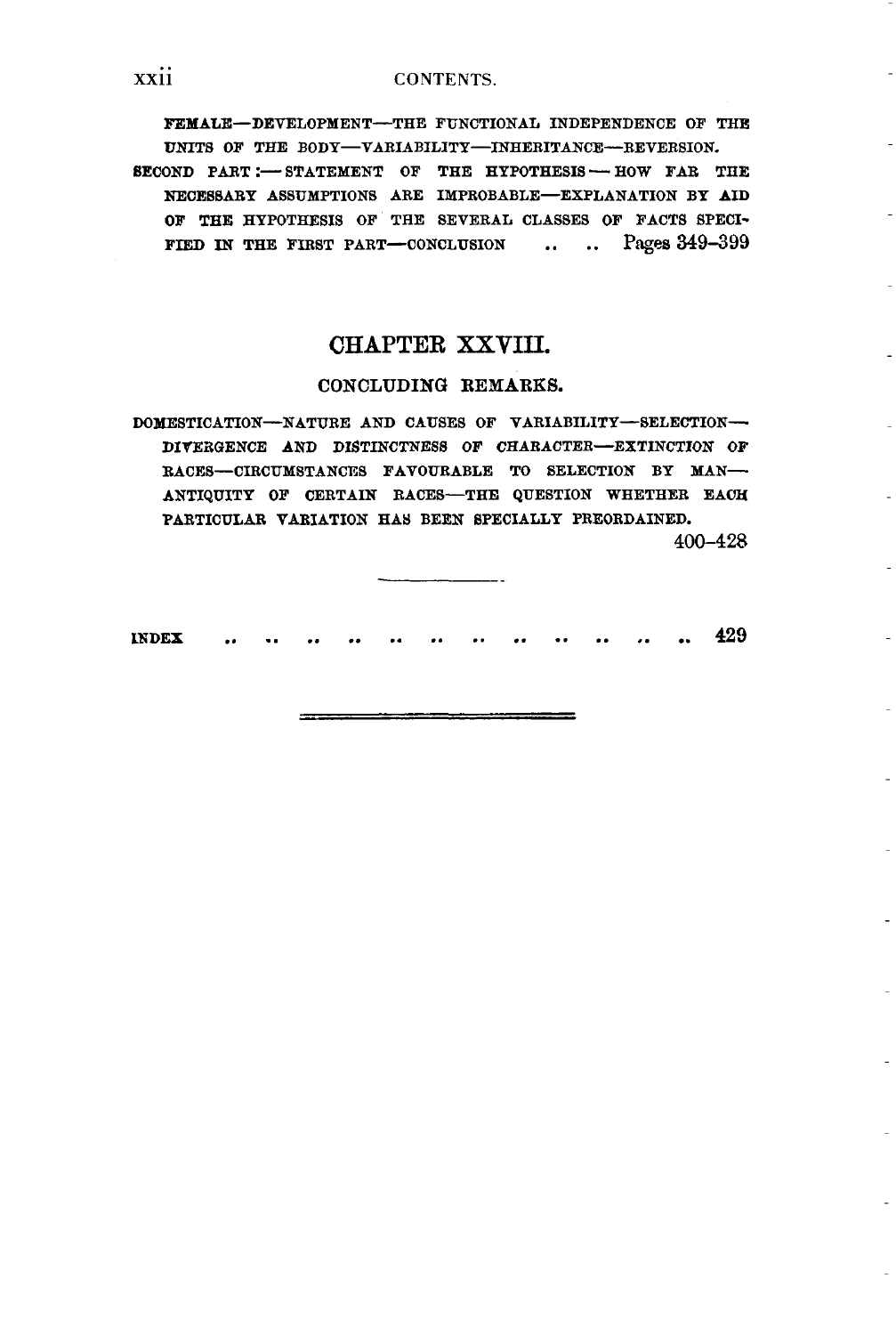FEMALE—DEVELOPMENT—THE FUNCTIONAL INDEPENDENCE OF THE UNITS OF THE BODY—VARIABILITY—INHERITANCE—REVERSION.
SECOND PART:—STATEMENT OF THE HYPOTHESIS—HOW FAR THE NECESSARY ASSUMPTIONS ARE IMPROBABLE—EXPLANATION BY AID OF THE HYPOTHESIS OF THE SEVERAL CLASSES OF FACTS SPECIFIED IN THE FIRST PART—CONCLUSION .. .. Pages 349–399

## CHAPTER XXVIII.

### CONCLUDING REMARKS.

DOMESTICATION—NATURE AND CAUSES OF VARIABILITY—SELECTION—DIVERGENCE AND DISTINCTNESS OF CHARACTER—EXTINCTION OF RACES—CIRCUMSTANCES FAVOURABLE TO SELECTION BY MAN—ANTIQUITY OF CERTAIN RACES—THE QUESTION WHETHER EACH PARTICULAR VARIATION HAS BEEN SPECIALLY PREORDAINED.
400–428

---

INDEX .. .. .. .. .. .. .. .. .. .. .. .. 429